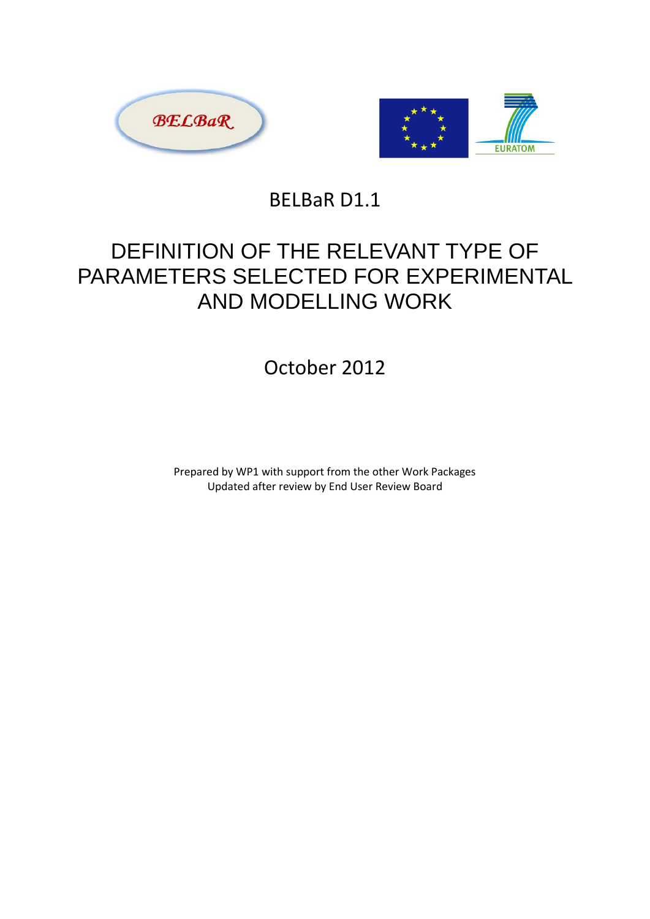BELBaR D1.1

# DEFINITION OF THE RELEVANT TYPE OF PARAMETERS SELECTED FOR EXPERIMENTAL AND MODELLING WORK

October 2012

Prepared by WP1 with support from the other Work Packages
Updated after review by End User Review Board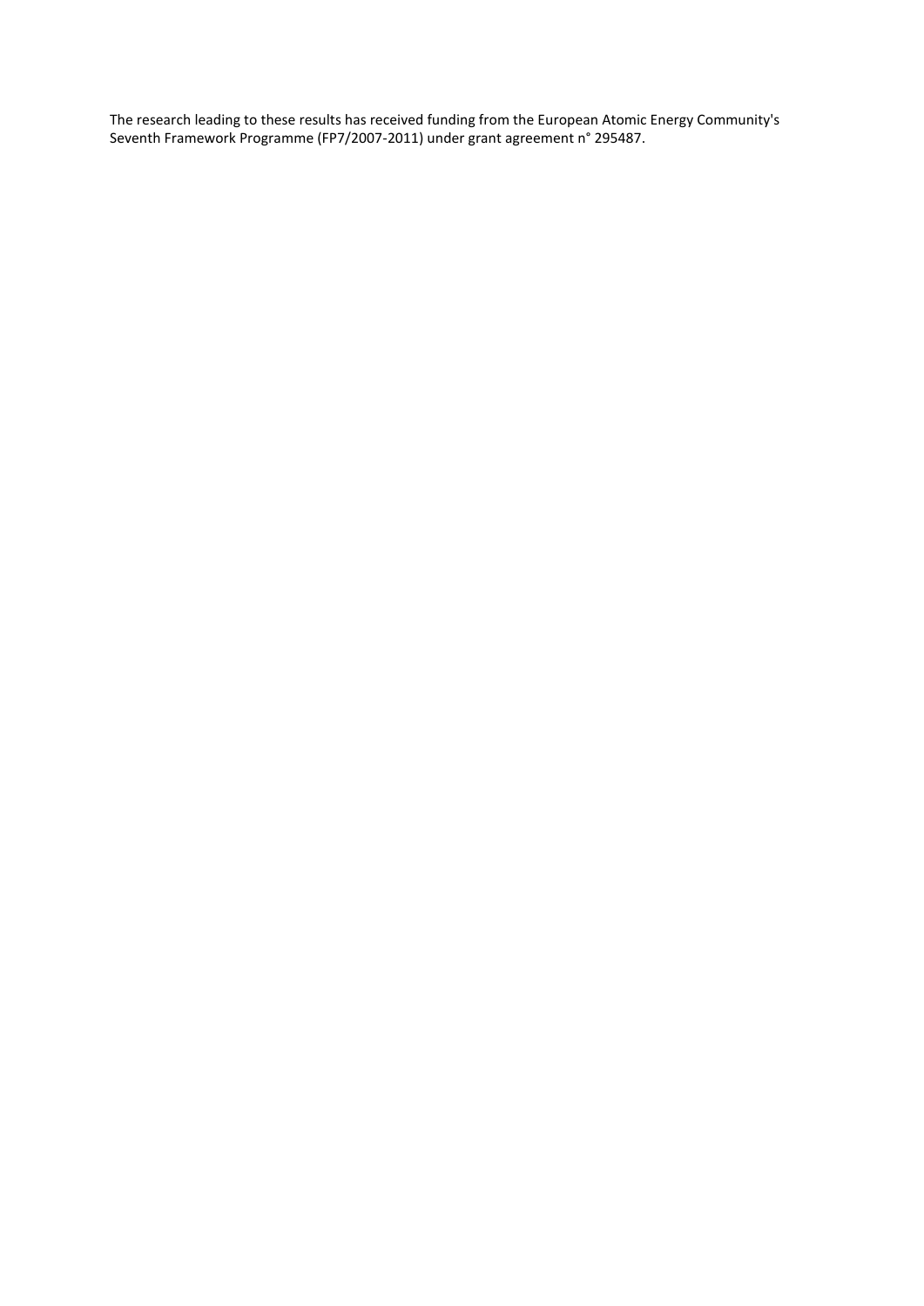The research leading to these results has received funding from the European Atomic Energy Community's Seventh Framework Programme (FP7/2007-2011) under grant agreement n° 295487.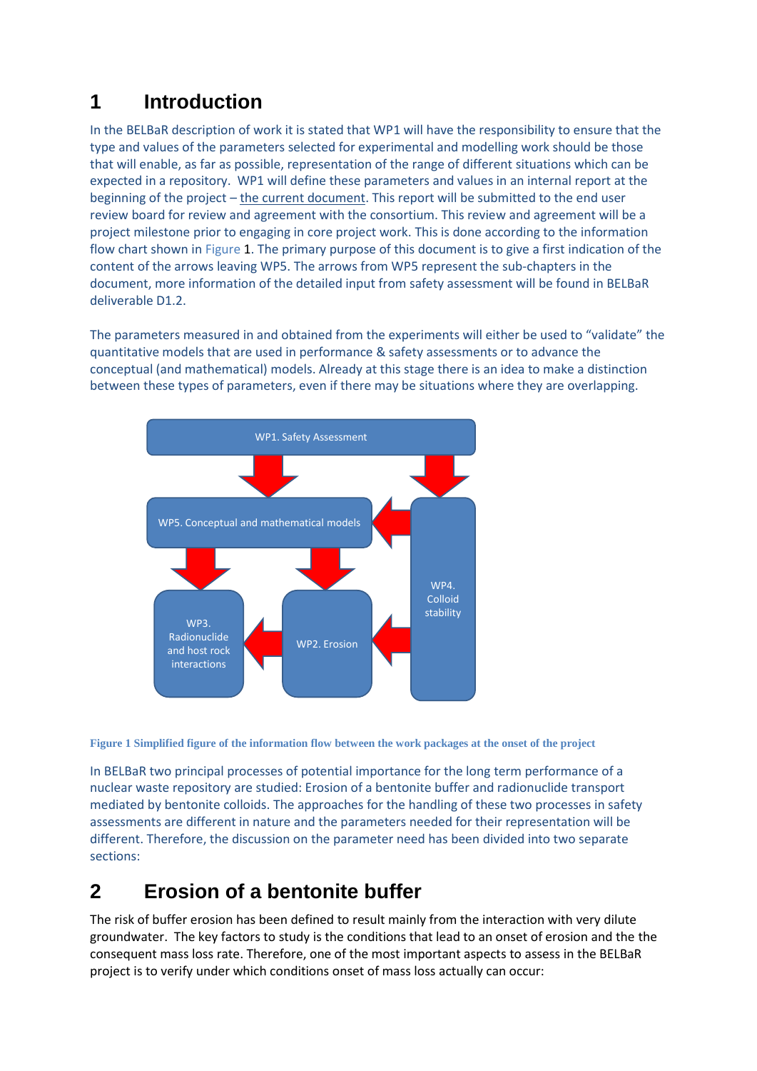# 1 Introduction

In the BELBaR description of work it is stated that WP1 will have the responsibility to ensure that the type and values of the parameters selected for experimental and modelling work should be those that will enable, as far as possible, representation of the range of different situations which can be expected in a repository. WP1 will define these parameters and values in an internal report at the beginning of the project – the current document. This report will be submitted to the end user review board for review and agreement with the consortium. This review and agreement will be a project milestone prior to engaging in core project work. This is done according to the information flow chart shown in Figure 1. The primary purpose of this document is to give a first indication of the content of the arrows leaving WP5. The arrows from WP5 represent the sub-chapters in the document, more information of the detailed input from safety assessment will be found in BELBaR deliverable D1.2.

The parameters measured in and obtained from the experiments will either be used to "validate" the quantitative models that are used in performance & safety assessments or to advance the conceptual (and mathematical) models. Already at this stage there is an idea to make a distinction between these types of parameters, even if there may be situations where they are overlapping.

WP1. Safety Assessment

WP5. Conceptual and mathematical models

WP4. Colloid stability

WP3. Radionuclide and host rock interactions

WP2. Erosion

**Figure 1 Simplified figure of the information flow between the work packages at the onset of the project**

In BELBaR two principal processes of potential importance for the long term performance of a nuclear waste repository are studied: Erosion of a bentonite buffer and radionuclide transport mediated by bentonite colloids. The approaches for the handling of these two processes in safety assessments are different in nature and the parameters needed for their representation will be different. Therefore, the discussion on the parameter need has been divided into two separate sections:

# 2 Erosion of a bentonite buffer

The risk of buffer erosion has been defined to result mainly from the interaction with very dilute groundwater. The key factors to study is the conditions that lead to an onset of erosion and the the consequent mass loss rate. Therefore, one of the most important aspects to assess in the BELBaR project is to verify under which conditions onset of mass loss actually can occur: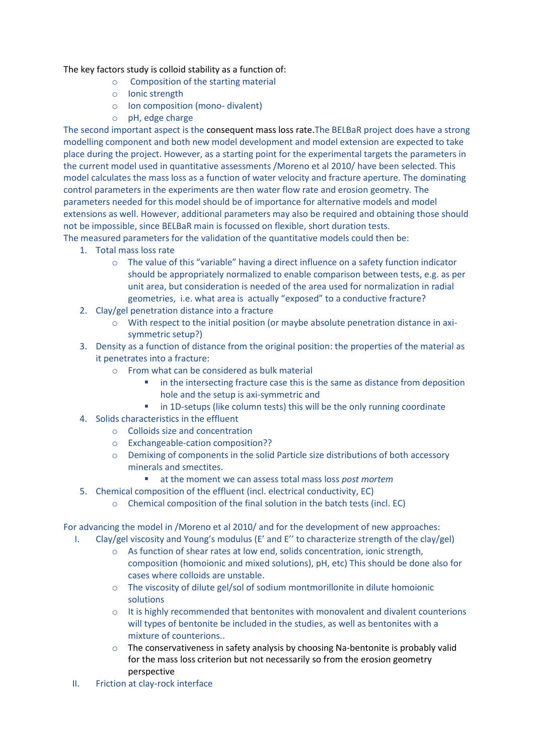The key factors study is colloid stability as a function of:

- Composition of the starting material
- Ionic strength
- Ion composition (mono- divalent)
- pH, edge charge

The second important aspect is the consequent mass loss rate.The BELBaR project does have a strong modelling component and both new model development and model extension are expected to take place during the project. However, as a starting point for the experimental targets the parameters in the current model used in quantitative assessments /Moreno et al 2010/ have been selected. This model calculates the mass loss as a function of water velocity and fracture aperture. The dominating control parameters in the experiments are then water flow rate and erosion geometry. The parameters needed for this model should be of importance for alternative models and model extensions as well. However, additional parameters may also be required and obtaining those should not be impossible, since BELBaR main is focussed on flexible, short duration tests.

The measured parameters for the validation of the quantitative models could then be:

1. Total mass loss rate
   - The value of this "variable" having a direct influence on a safety function indicator should be appropriately normalized to enable comparison between tests, e.g. as per unit area, but consideration is needed of the area used for normalization in radial geometries, i.e. what area is actually "exposed" to a conductive fracture?
2. Clay/gel penetration distance into a fracture
   - With respect to the initial position (or maybe absolute penetration distance in axi-symmetric setup?)
3. Density as a function of distance from the original position: the properties of the material as it penetrates into a fracture:
   - From what can be considered as bulk material
     - in the intersecting fracture case this is the same as distance from deposition hole and the setup is axi-symmetric and
     - in 1D-setups (like column tests) this will be the only running coordinate
4. Solids characteristics in the effluent
   - Colloids size and concentration
   - Exchangeable-cation composition??
   - Demixing of components in the solid Particle size distributions of both accessory minerals and smectites.
     - at the moment we can assess total mass loss *post mortem*
5. Chemical composition of the effluent (incl. electrical conductivity, EC)
   - Chemical composition of the final solution in the batch tests (incl. EC)

For advancing the model in /Moreno et al 2010/ and for the development of new approaches:

I. Clay/gel viscosity and Young's modulus (E' and E'' to characterize strength of the clay/gel)
   - As function of shear rates at low end, solids concentration, ionic strength, composition (homoionic and mixed solutions), pH, etc) This should be done also for cases where colloids are unstable.
   - The viscosity of dilute gel/sol of sodium montmorillonite in dilute homoionic solutions
   - It is highly recommended that bentonites with monovalent and divalent counterions will types of bentonite be included in the studies, as well as bentonites with a mixture of counterions..
   - The conservativeness in safety analysis by choosing Na-bentonite is probably valid for the mass loss criterion but not necessarily so from the erosion geometry perspective

II. Friction at clay-rock interface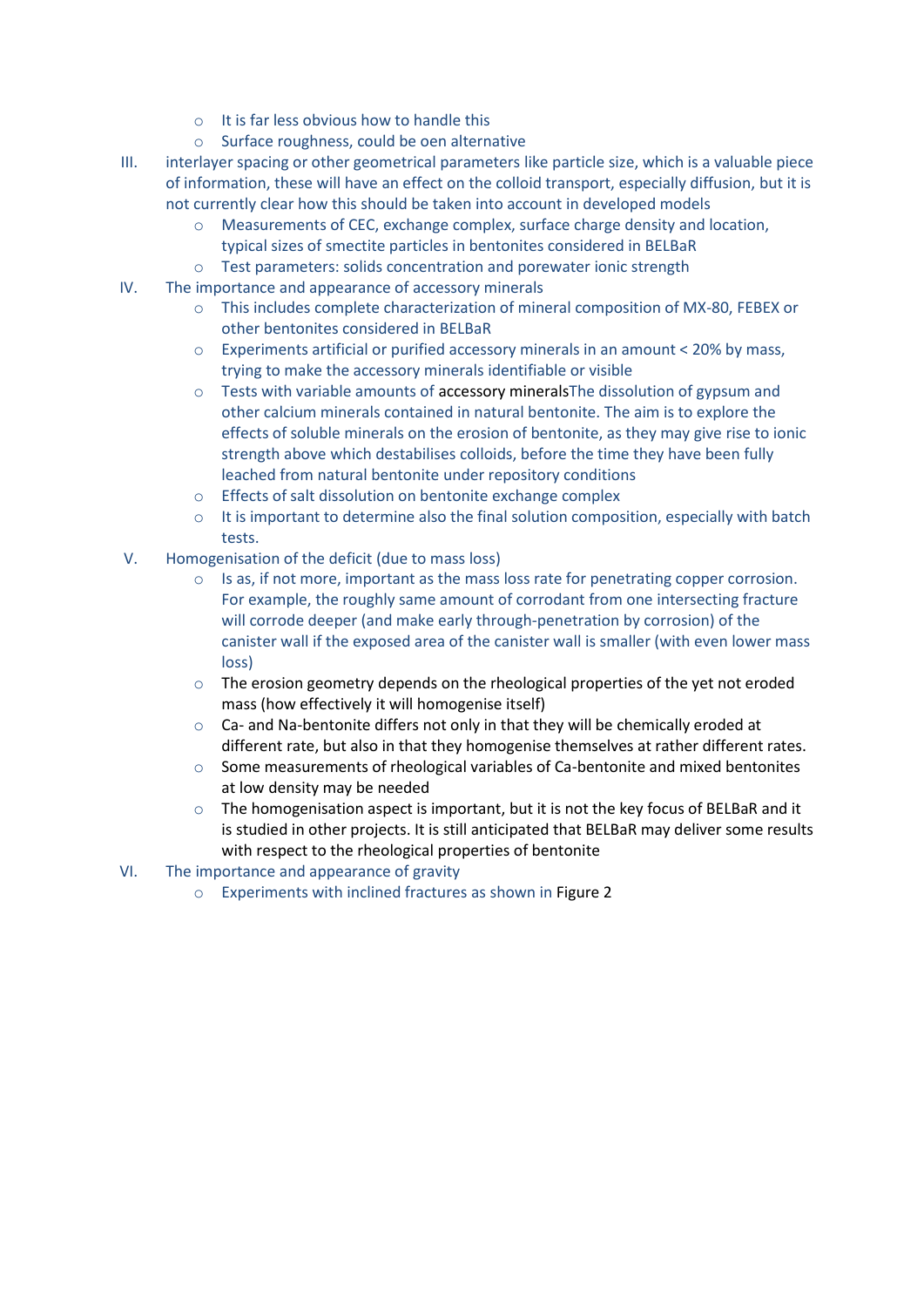- It is far less obvious how to handle this
  - Surface roughness, could be oen alternative

III. interlayer spacing or other geometrical parameters like particle size, which is a valuable piece of information, these will have an effect on the colloid transport, especially diffusion, but it is not currently clear how this should be taken into account in developed models
  - Measurements of CEC, exchange complex, surface charge density and location, typical sizes of smectite particles in bentonites considered in BELBaR
  - Test parameters: solids concentration and porewater ionic strength

IV. The importance and appearance of accessory minerals
  - This includes complete characterization of mineral composition of MX-80, FEBEX or other bentonites considered in BELBaR
  - Experiments artificial or purified accessory minerals in an amount < 20% by mass, trying to make the accessory minerals identifiable or visible
  - Tests with variable amounts of accessory mineralsThe dissolution of gypsum and other calcium minerals contained in natural bentonite. The aim is to explore the effects of soluble minerals on the erosion of bentonite, as they may give rise to ionic strength above which destabilises colloids, before the time they have been fully leached from natural bentonite under repository conditions
  - Effects of salt dissolution on bentonite exchange complex
  - It is important to determine also the final solution composition, especially with batch tests.

V. Homogenisation of the deficit (due to mass loss)
  - Is as, if not more, important as the mass loss rate for penetrating copper corrosion. For example, the roughly same amount of corrodant from one intersecting fracture will corrode deeper (and make early through-penetration by corrosion) of the canister wall if the exposed area of the canister wall is smaller (with even lower mass loss)
  - The erosion geometry depends on the rheological properties of the yet not eroded mass (how effectively it will homogenise itself)
  - Ca- and Na-bentonite differs not only in that they will be chemically eroded at different rate, but also in that they homogenise themselves at rather different rates.
  - Some measurements of rheological variables of Ca-bentonite and mixed bentonites at low density may be needed
  - The homogenisation aspect is important, but it is not the key focus of BELBaR and it is studied in other projects. It is still anticipated that BELBaR may deliver some results with respect to the rheological properties of bentonite

VI. The importance and appearance of gravity
  - Experiments with inclined fractures as shown in Figure 2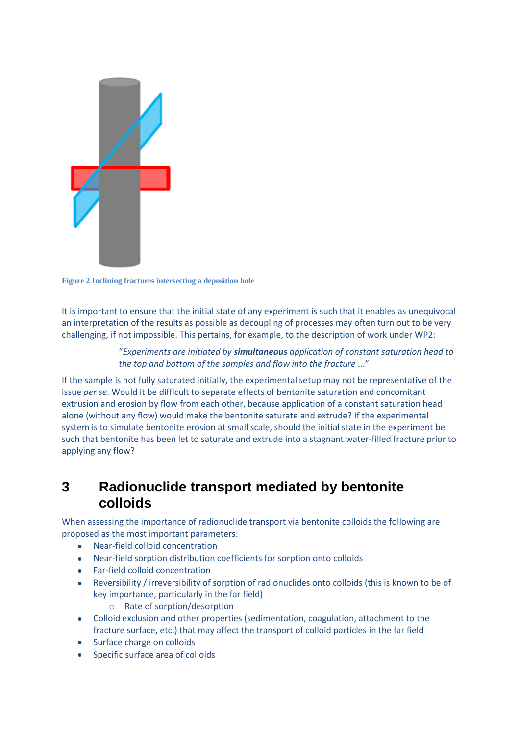Figure 2 Inclining fractures intersecting a deposition hole

It is important to ensure that the initial state of any experiment is such that it enables as unequivocal an interpretation of the results as possible as decoupling of processes may often turn out to be very challenging, if not impossible. This pertains, for example, to the description of work under WP2:

> "*Experiments are initiated by* ***simultaneous*** *application of constant saturation head to the top and bottom of the samples and flow into the fracture* ..."

If the sample is not fully saturated initially, the experimental setup may not be representative of the issue *per se*. Would it be difficult to separate effects of bentonite saturation and concomitant extrusion and erosion by flow from each other, because application of a constant saturation head alone (without any flow) would make the bentonite saturate and extrude? If the experimental system is to simulate bentonite erosion at small scale, should the initial state in the experiment be such that bentonite has been let to saturate and extrude into a stagnant water-filled fracture prior to applying any flow?

# 3 Radionuclide transport mediated by bentonite colloids

When assessing the importance of radionuclide transport via bentonite colloids the following are proposed as the most important parameters:

- Near-field colloid concentration
- Near-field sorption distribution coefficients for sorption onto colloids
- Far-field colloid concentration
- Reversibility / irreversibility of sorption of radionuclides onto colloids (this is known to be of key importance, particularly in the far field)
  - Rate of sorption/desorption
- Colloid exclusion and other properties (sedimentation, coagulation, attachment to the fracture surface, etc.) that may affect the transport of colloid particles in the far field
- Surface charge on colloids
- Specific surface area of colloids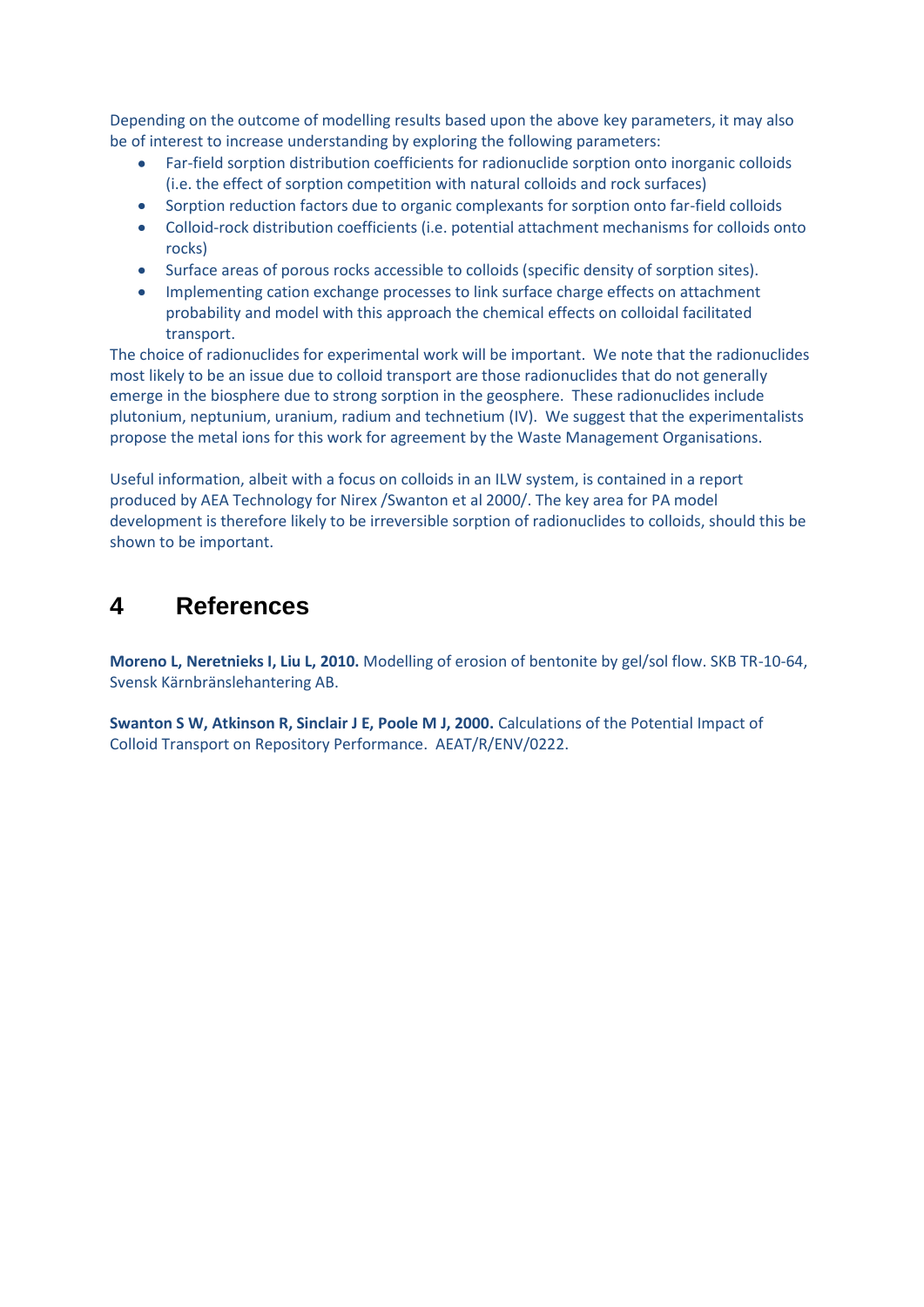Depending on the outcome of modelling results based upon the above key parameters, it may also be of interest to increase understanding by exploring the following parameters:

- Far-field sorption distribution coefficients for radionuclide sorption onto inorganic colloids (i.e. the effect of sorption competition with natural colloids and rock surfaces)
- Sorption reduction factors due to organic complexants for sorption onto far-field colloids
- Colloid-rock distribution coefficients (i.e. potential attachment mechanisms for colloids onto rocks)
- Surface areas of porous rocks accessible to colloids (specific density of sorption sites).
- Implementing cation exchange processes to link surface charge effects on attachment probability and model with this approach the chemical effects on colloidal facilitated transport.

The choice of radionuclides for experimental work will be important. We note that the radionuclides most likely to be an issue due to colloid transport are those radionuclides that do not generally emerge in the biosphere due to strong sorption in the geosphere. These radionuclides include plutonium, neptunium, uranium, radium and technetium (IV). We suggest that the experimentalists propose the metal ions for this work for agreement by the Waste Management Organisations.

Useful information, albeit with a focus on colloids in an ILW system, is contained in a report produced by AEA Technology for Nirex /Swanton et al 2000/. The key area for PA model development is therefore likely to be irreversible sorption of radionuclides to colloids, should this be shown to be important.

# 4 References

**Moreno L, Neretnieks I, Liu L, 2010.** Modelling of erosion of bentonite by gel/sol flow. SKB TR-10-64, Svensk Kärnbränslehantering AB.

**Swanton S W, Atkinson R, Sinclair J E, Poole M J, 2000.** Calculations of the Potential Impact of Colloid Transport on Repository Performance. AEAT/R/ENV/0222.